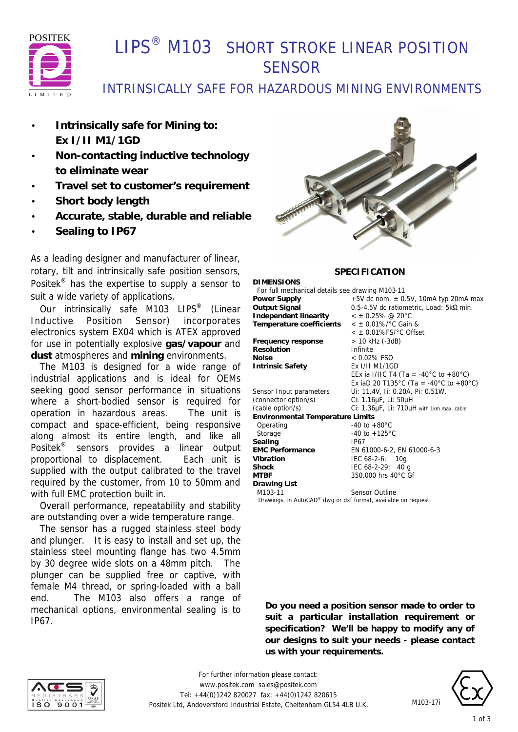# LIPS® M103 SHORT STROKE LINEAR POSITION SENSOR

## INTRINSICALLY SAFE FOR HAZARDOUS MINING ENVIRONMENTS

- **Intrinsically safe for Mining to: Ex I/II M1/1GD**
- **Non-contacting inductive technology to eliminate wear**
- **Travel set to customer's requirement**
- **Short body length**
- **Accurate, stable, durable and reliable**
- **Sealing to IP67**

As a leading designer and manufacturer of linear, rotary, tilt and intrinsically safe position sensors, Positek® has the expertise to supply a sensor to suit a wide variety of applications.

Our intrinsically safe M103 LIPS® (Linear Inductive Position Sensor) incorporates electronics system EX04 which is ATEX approved for use in potentially explosive **gas/vapour** and **dust** atmospheres and **mining** environments.

The M103 is designed for a wide range of industrial applications and is ideal for OEMs seeking good sensor performance in situations where a short-bodied sensor is required for operation in hazardous areas. The unit is compact and space-efficient, being responsive along almost its entire length, and like all Positek® sensors provides a linear output proportional to displacement. Each unit is supplied with the output calibrated to the travel required by the customer, from 10 to 50mm and with full EMC protection built in.

Overall performance, repeatability and stability are outstanding over a wide temperature range.

The sensor has a rugged stainless steel body and plunger. It is easy to install and set up, the stainless steel mounting flange has two 4.5mm by 30 degree wide slots on a 48mm pitch. The plunger can be supplied free or captive, with female M4 thread, or spring-loaded with a ball end. The M103 also offers a range of mechanical options, environmental sealing is to IP67.

## SPECIFICATION

**DIMENSIONS**
For full mechanical details see drawing M103-11

| | |
|---|---|
| **Power Supply** | +5V dc nom. ± 0.5V, 10mA typ 20mA max |
| **Output Signal** | 0.5-4.5V dc ratiometric, Load: 5kΩ min. |
| **Independent linearity** | < ± 0.25% @ 20°C |
| **Temperature coefficients** | < ± 0.01%/°C Gain & < ± 0.01%FS/°C Offset |
| **Frequency response** | > 10 kHz (-3dB) |
| **Resolution** | Infinite |
| **Noise** | < 0.02% FSO |
| **Intrinsic Safety** | Ex I/II M1/1GD<br>EEx ia I/IIC T4 (Ta = -40°C to +80°C)<br>Ex iaD 20 T135°C (Ta = -40°C to +80°C) |
| Sensor Input parameters | Ui: 11.4V, Ii: 0.20A, Pi: 0.51W. |
| (connector option/s) | Ci: 1.16µF, Li: 50µH |
| (cable option/s) | Ci: 1.36µF, Li: 710µH with 1km max. cable |
| **Environmental Temperature Limits** | |
| Operating | -40 to +80°C |
| Storage | -40 to +125°C |
| **Sealing** | IP67 |
| **EMC Performance** | EN 61000-6-2, EN 61000-6-3 |
| **Vibration** | IEC 68-2-6: 10g |
| **Shock** | IEC 68-2-29: 40 g |
| **MTBF** | 350,000 hrs 40°C Gf |
| **Drawing List** | |
| M103-11 | Sensor Outline |

Drawings, in AutoCAD® dwg or dxf format, available on request.

**Do you need a position sensor made to order to suit a particular installation requirement or specification? We'll be happy to modify any of our designs to suit your needs - please contact us with your requirements.**

For further information please contact:
www.positek.com sales@positek.com
Tel: +44(0)1242 820027 fax: +44(0)1242 820615
Positek Ltd, Andoversford Industrial Estate, Cheltenham GL54 4LB U.K.

M103-17i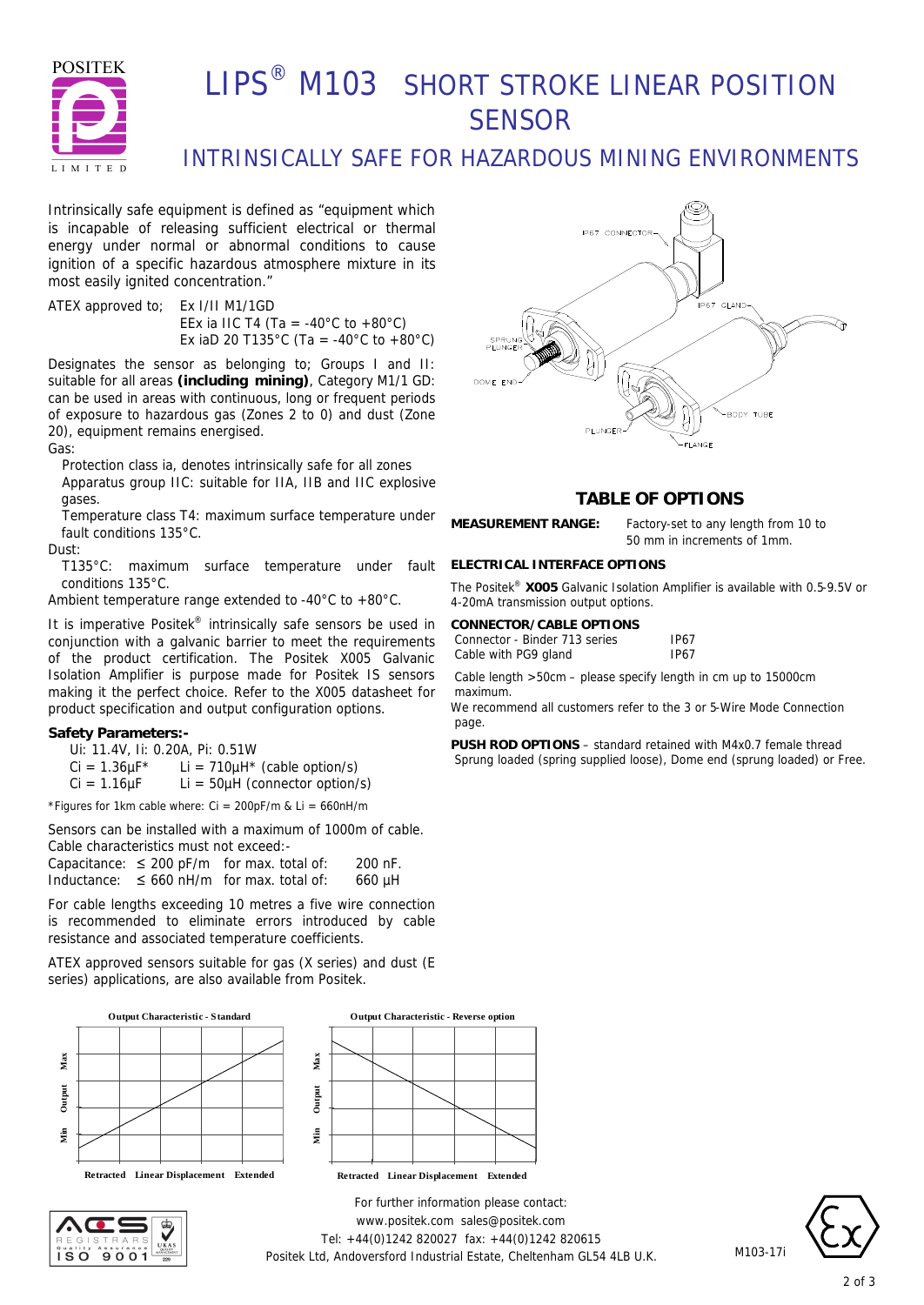# LIPS® M103 SHORT STROKE LINEAR POSITION SENSOR

## INTRINSICALLY SAFE FOR HAZARDOUS MINING ENVIRONMENTS

Intrinsically safe equipment is defined as "equipment which is incapable of releasing sufficient electrical or thermal energy under normal or abnormal conditions to cause ignition of a specific hazardous atmosphere mixture in its most easily ignited concentration."

ATEX approved to; Ex I/II M1/1GD
EEx ia IIC T4 (Ta = -40°C to +80°C)
Ex iaD 20 T135°C (Ta = -40°C to +80°C)

Designates the sensor as belonging to; Groups I and II: suitable for all areas **(including mining)**, Category M1/1 GD: can be used in areas with continuous, long or frequent periods of exposure to hazardous gas (Zones 2 to 0) and dust (Zone 20), equipment remains energised.

Gas:

- Protection class ia, denotes intrinsically safe for all zones
- Apparatus group IIC: suitable for IIA, IIB and IIC explosive gases.
- Temperature class T4: maximum surface temperature under fault conditions 135°C.

Dust:

- T135°C: maximum surface temperature under fault conditions 135°C.

Ambient temperature range extended to -40°C to +80°C.

It is imperative Positek® intrinsically safe sensors be used in conjunction with a galvanic barrier to meet the requirements of the product certification. The Positek X005 Galvanic Isolation Amplifier is purpose made for Positek IS sensors making it the perfect choice. Refer to the X005 datasheet for product specification and output configuration options.

**Safety Parameters:-**

Ui: 11.4V, Ii: 0.20A, Pi: 0.51W
Ci = 1.36µF* Li = 710µH* (cable option/s)
Ci = 1.16µF Li = 50µH (connector option/s)

*Figures for 1km cable where: Ci = 200pF/m & Li = 660nH/m

Sensors can be installed with a maximum of 1000m of cable.
Cable characteristics must not exceed:-

| | | | |
|---|---|---|---|
| Capacitance: | ≤ 200 pF/m | for max. total of: | 200 nF. |
| Inductance: | ≤ 660 nH/m | for max. total of: | 660 µH |

For cable lengths exceeding 10 metres a five wire connection is recommended to eliminate errors introduced by cable resistance and associated temperature coefficients.

ATEX approved sensors suitable for gas (X series) and dust (E series) applications, are also available from Positek.

IP67 CONNECTOR, IP67 GLAND, SPRUNG PLUNGER, DOME END, PLUNGER, BODY TUBE, FLANGE

## TABLE OF OPTIONS

**MEASUREMENT RANGE:** Factory-set to any length from 10 to 50 mm in increments of 1mm.

**ELECTRICAL INTERFACE OPTIONS**

The Positek® **X005** Galvanic Isolation Amplifier is available with 0.5-9.5V or 4-20mA transmission output options.

**CONNECTOR/CABLE OPTIONS**

| | |
|---|---|
| Connector - Binder 713 series | IP67 |
| Cable with PG9 gland | IP67 |

Cable length >50cm – please specify length in cm up to 15000cm maximum.

We recommend all customers refer to the 3 or 5-Wire Mode Connection page.

**PUSH ROD OPTIONS** – standard retained with M4x0.7 female thread Sprung loaded (spring supplied loose), Dome end (sprung loaded) or Free.

**Output Characteristic - Standard**

Output (Min – Max) vs Linear Displacement (Retracted – Extended)

**Output Characteristic - Reverse option**

Output (Min – Max) vs Linear Displacement (Retracted – Extended)

For further information please contact:
www.positek.com sales@positek.com
Tel: +44(0)1242 820027 fax: +44(0)1242 820615
Positek Ltd, Andoversford Industrial Estate, Cheltenham GL54 4LB U.K.

M103-17i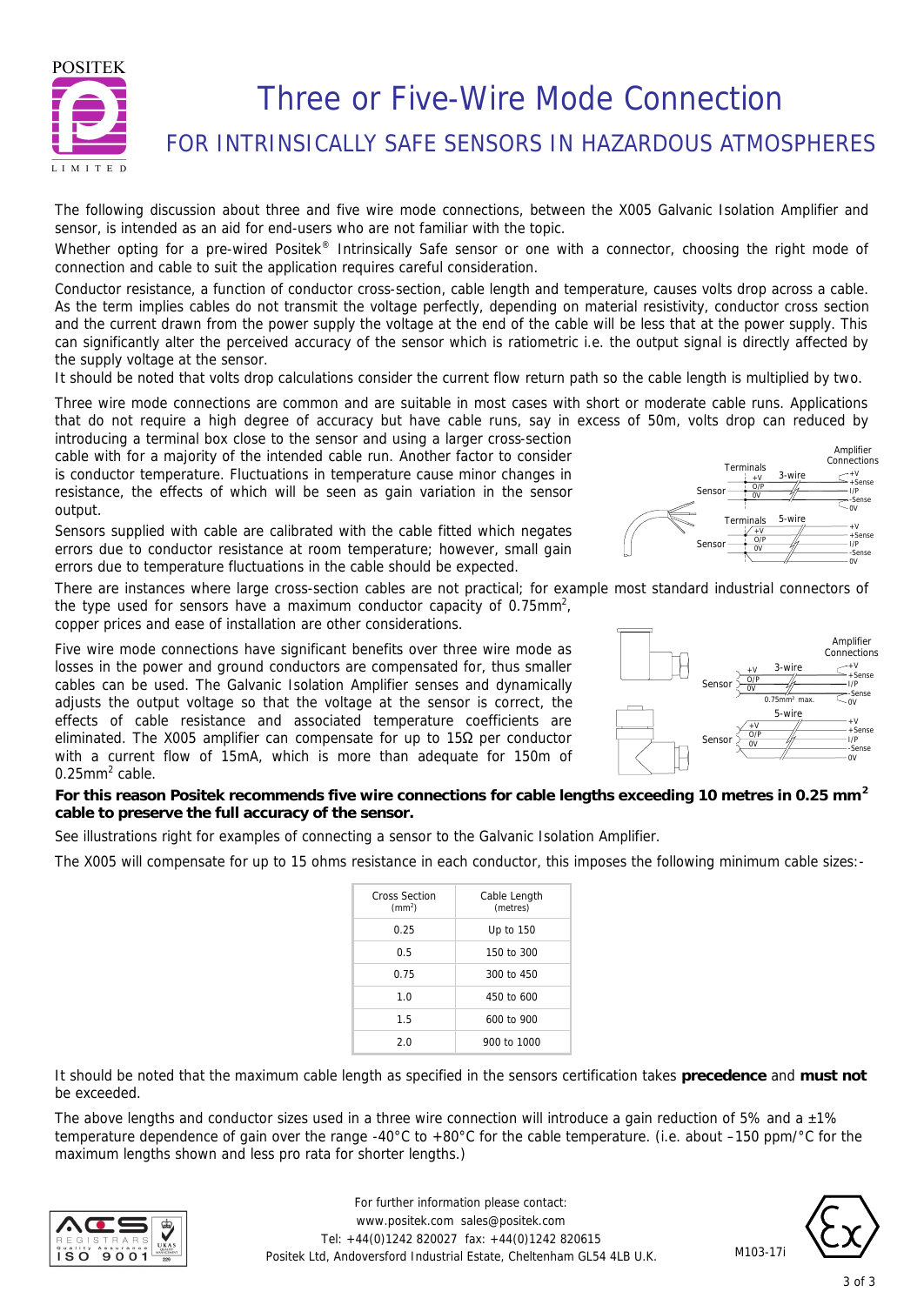# Three or Five-Wire Mode Connection

## FOR INTRINSICALLY SAFE SENSORS IN HAZARDOUS ATMOSPHERES

The following discussion about three and five wire mode connections, between the X005 Galvanic Isolation Amplifier and sensor, is intended as an aid for end-users who are not familiar with the topic.

Whether opting for a pre-wired Positek® Intrinsically Safe sensor or one with a connector, choosing the right mode of connection and cable to suit the application requires careful consideration.

Conductor resistance, a function of conductor cross-section, cable length and temperature, causes volts drop across a cable. As the term implies cables do not transmit the voltage perfectly, depending on material resistivity, conductor cross section and the current drawn from the power supply the voltage at the end of the cable will be less that at the power supply. This can significantly alter the perceived accuracy of the sensor which is ratiometric i.e. the output signal is directly affected by the supply voltage at the sensor.

It should be noted that volts drop calculations consider the current flow return path so the cable length is multiplied by two.

Three wire mode connections are common and are suitable in most cases with short or moderate cable runs. Applications that do not require a high degree of accuracy but have cable runs, say in excess of 50m, volts drop can reduced by introducing a terminal box close to the sensor and using a larger cross-section cable with for a majority of the intended cable run. Another factor to consider is conductor temperature. Fluctuations in temperature cause minor changes in resistance, the effects of which will be seen as gain variation in the sensor output.

Sensors supplied with cable are calibrated with the cable fitted which negates errors due to conductor resistance at room temperature; however, small gain errors due to temperature fluctuations in the cable should be expected.

Amplifier Connections
Terminals
3-wire
+V
O/P
0V
Sensor
+V
+Sense
I/P
-Sense
0V
Terminals
5-wire
+V
O/P
0V
Sensor
+V
+Sense
I/P
-Sense
0V

There are instances where large cross-section cables are not practical; for example most standard industrial connectors of the type used for sensors have a maximum conductor capacity of 0.75mm², copper prices and ease of installation are other considerations.

Five wire mode connections have significant benefits over three wire mode as losses in the power and ground conductors are compensated for, thus smaller cables can be used. The Galvanic Isolation Amplifier senses and dynamically adjusts the output voltage so that the voltage at the sensor is correct, the effects of cable resistance and associated temperature coefficients are eliminated. The X005 amplifier can compensate for up to 15Ω per conductor with a current flow of 15mA, which is more than adequate for 150m of 0.25mm² cable.

Amplifier Connections
3-wire
+V
O/P
0V
Sensor
0.75mm² max.
+V
+Sense
I/P
-Sense
0V
5-wire
+V
O/P
0V
Sensor
+V
+Sense
I/P
-Sense
0V

**For this reason Positek recommends five wire connections for cable lengths exceeding 10 metres in 0.25 mm² cable to preserve the full accuracy of the sensor.**

See illustrations right for examples of connecting a sensor to the Galvanic Isolation Amplifier.

The X005 will compensate for up to 15 ohms resistance in each conductor, this imposes the following minimum cable sizes:-

| Cross Section (mm²) | Cable Length (metres) |
|---|---|
| 0.25 | Up to 150 |
| 0.5 | 150 to 300 |
| 0.75 | 300 to 450 |
| 1.0 | 450 to 600 |
| 1.5 | 600 to 900 |
| 2.0 | 900 to 1000 |

It should be noted that the maximum cable length as specified in the sensors certification takes **precedence** and **must not** be exceeded.

The above lengths and conductor sizes used in a three wire connection will introduce a gain reduction of 5% and a ±1% temperature dependence of gain over the range -40°C to +80°C for the cable temperature. (i.e. about –150 ppm/°C for the maximum lengths shown and less pro rata for shorter lengths.)

For further information please contact:
www.positek.com sales@positek.com
Tel: +44(0)1242 820027 fax: +44(0)1242 820615
Positek Ltd, Andoversford Industrial Estate, Cheltenham GL54 4LB U.K.

M103-17i